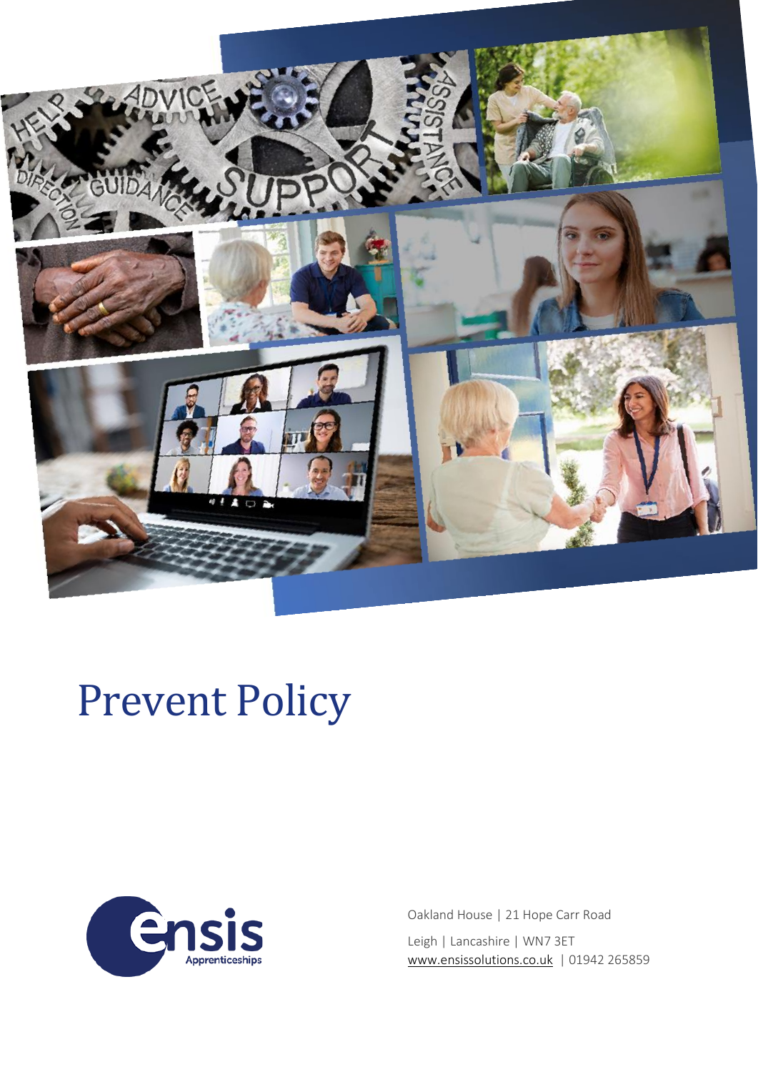# Prevent Policy

Oakland House | 21 Hope Carr Road

Leigh | Lancashire | WN7 3ET
www.ensissolutions.co.uk | 01942 265859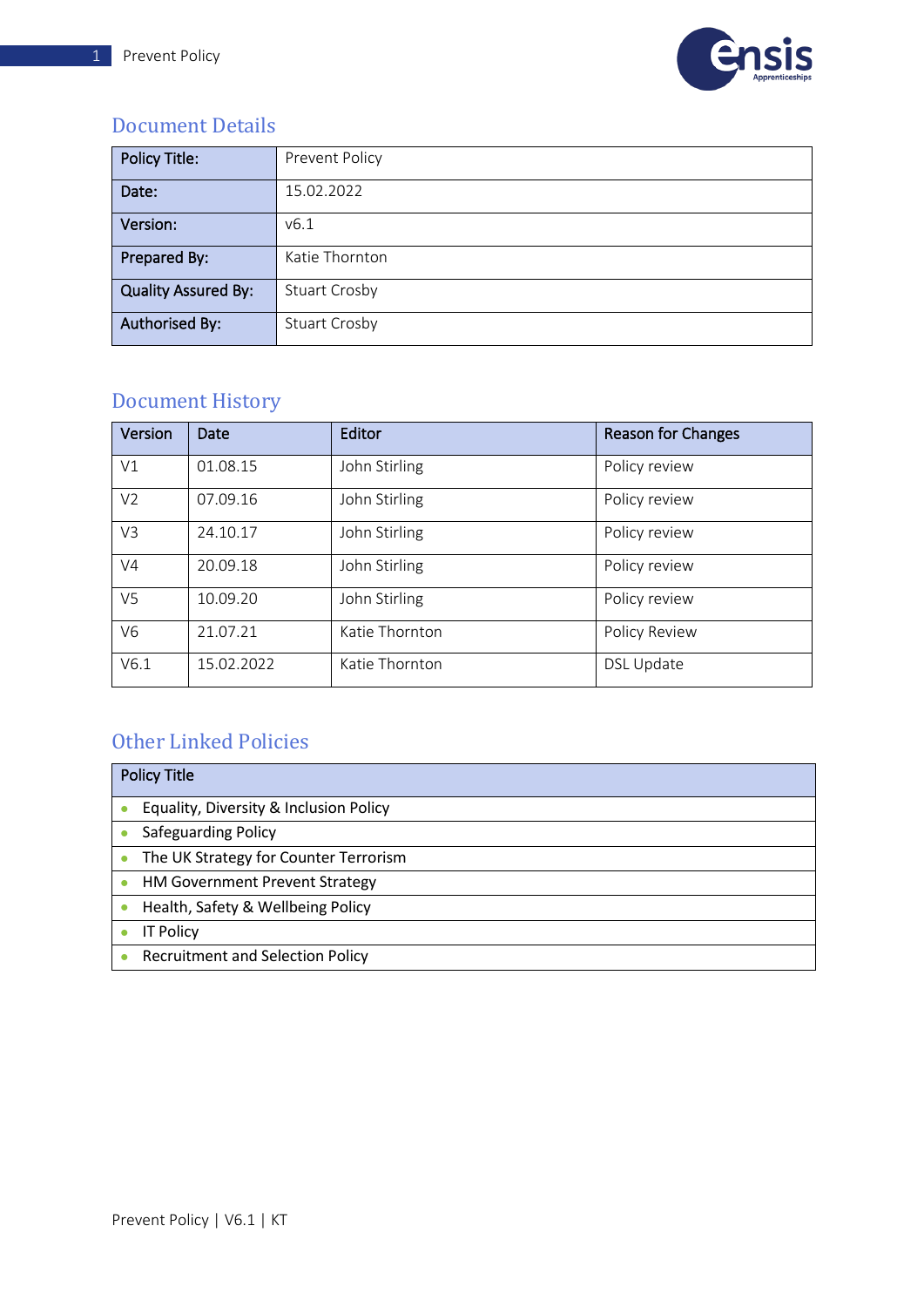## Document Details

| Policy Title: | Prevent Policy |
|---|---|
| Date: | 15.02.2022 |
| Version: | v6.1 |
| Prepared By: | Katie Thornton |
| Quality Assured By: | Stuart Crosby |
| Authorised By: | Stuart Crosby |

## Document History

| Version | Date | Editor | Reason for Changes |
|---|---|---|---|
| V1 | 01.08.15 | John Stirling | Policy review |
| V2 | 07.09.16 | John Stirling | Policy review |
| V3 | 24.10.17 | John Stirling | Policy review |
| V4 | 20.09.18 | John Stirling | Policy review |
| V5 | 10.09.20 | John Stirling | Policy review |
| V6 | 21.07.21 | Katie Thornton | Policy Review |
| V6.1 | 15.02.2022 | Katie Thornton | DSL Update |

## Other Linked Policies

| Policy Title |
|---|
| • Equality, Diversity & Inclusion Policy |
| • Safeguarding Policy |
| • The UK Strategy for Counter Terrorism |
| • HM Government Prevent Strategy |
| • Health, Safety & Wellbeing Policy |
| • IT Policy |
| • Recruitment and Selection Policy |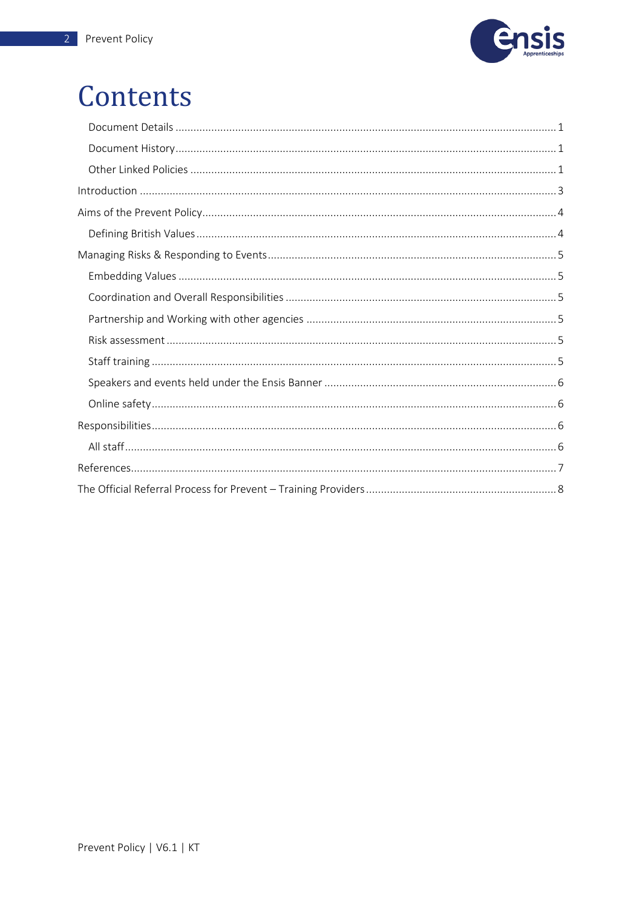# Contents

- Document Details ... 1
- Document History ... 1
- Other Linked Policies ... 1

Introduction ... 3

Aims of the Prevent Policy ... 4

- Defining British Values ... 4

Managing Risks & Responding to Events ... 5

- Embedding Values ... 5
- Coordination and Overall Responsibilities ... 5
- Partnership and Working with other agencies ... 5
- Risk assessment ... 5
- Staff training ... 5
- Speakers and events held under the Ensis Banner ... 6
- Online safety ... 6

Responsibilities ... 6

- All staff ... 6

References ... 7

The Official Referral Process for Prevent – Training Providers ... 8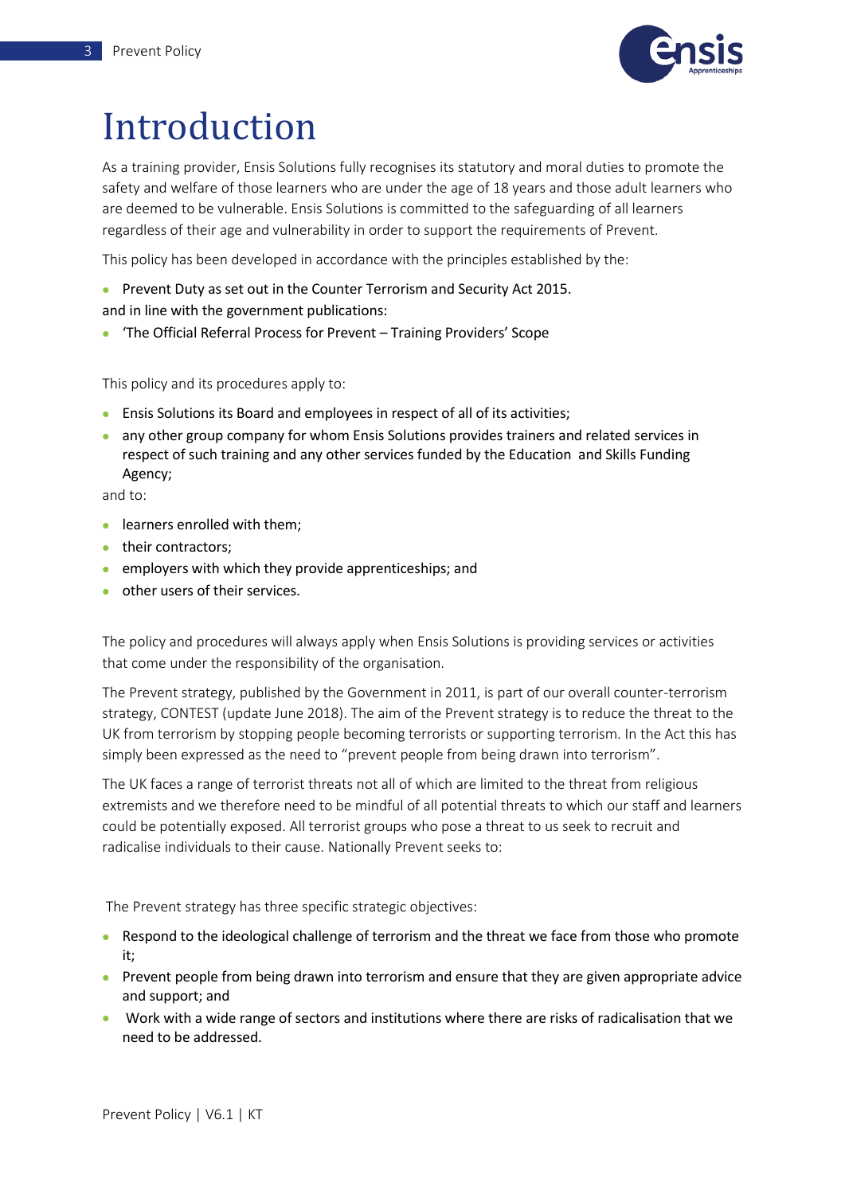# Introduction

As a training provider, Ensis Solutions fully recognises its statutory and moral duties to promote the safety and welfare of those learners who are under the age of 18 years and those adult learners who are deemed to be vulnerable. Ensis Solutions is committed to the safeguarding of all learners regardless of their age and vulnerability in order to support the requirements of Prevent.

This policy has been developed in accordance with the principles established by the:

- Prevent Duty as set out in the Counter Terrorism and Security Act 2015.

and in line with the government publications:

- 'The Official Referral Process for Prevent – Training Providers' Scope

This policy and its procedures apply to:

- Ensis Solutions its Board and employees in respect of all of its activities;
- any other group company for whom Ensis Solutions provides trainers and related services in respect of such training and any other services funded by the Education and Skills Funding Agency;

and to:

- learners enrolled with them;
- their contractors;
- employers with which they provide apprenticeships; and
- other users of their services.

The policy and procedures will always apply when Ensis Solutions is providing services or activities that come under the responsibility of the organisation.

The Prevent strategy, published by the Government in 2011, is part of our overall counter-terrorism strategy, CONTEST (update June 2018). The aim of the Prevent strategy is to reduce the threat to the UK from terrorism by stopping people becoming terrorists or supporting terrorism. In the Act this has simply been expressed as the need to "prevent people from being drawn into terrorism".

The UK faces a range of terrorist threats not all of which are limited to the threat from religious extremists and we therefore need to be mindful of all potential threats to which our staff and learners could be potentially exposed. All terrorist groups who pose a threat to us seek to recruit and radicalise individuals to their cause. Nationally Prevent seeks to:

The Prevent strategy has three specific strategic objectives:

- Respond to the ideological challenge of terrorism and the threat we face from those who promote it;
- Prevent people from being drawn into terrorism and ensure that they are given appropriate advice and support; and
- Work with a wide range of sectors and institutions where there are risks of radicalisation that we need to be addressed.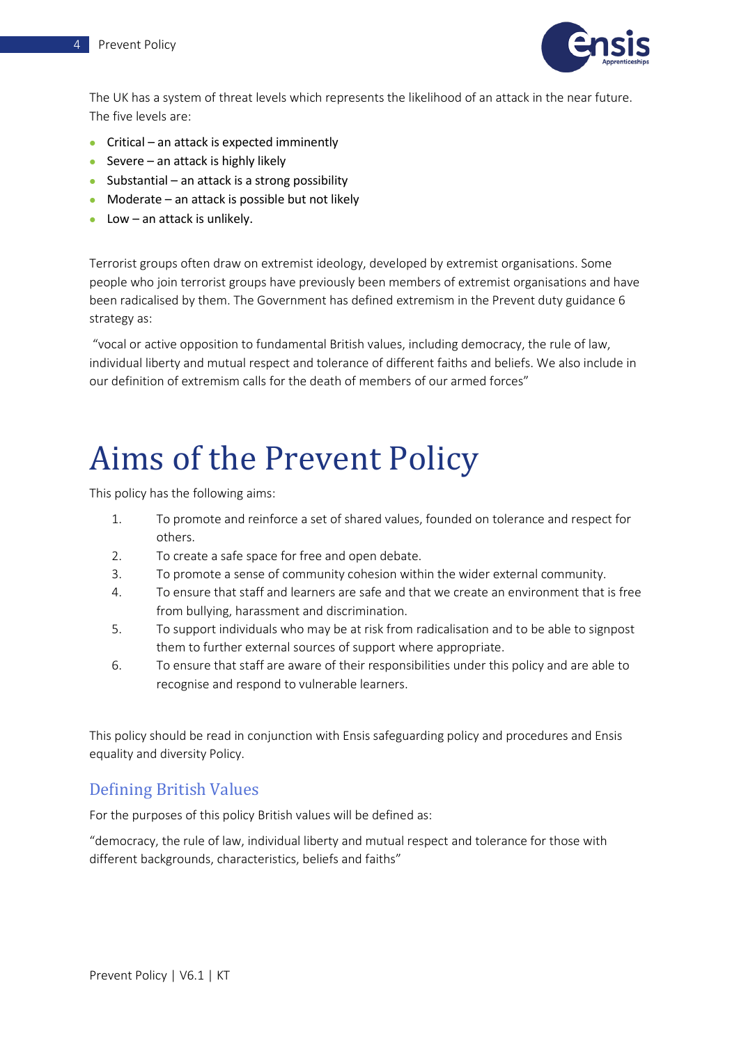The UK has a system of threat levels which represents the likelihood of an attack in the near future. The five levels are:

- Critical – an attack is expected imminently
- Severe – an attack is highly likely
- Substantial – an attack is a strong possibility
- Moderate – an attack is possible but not likely
- Low – an attack is unlikely.

Terrorist groups often draw on extremist ideology, developed by extremist organisations. Some people who join terrorist groups have previously been members of extremist organisations and have been radicalised by them. The Government has defined extremism in the Prevent duty guidance 6 strategy as:

"vocal or active opposition to fundamental British values, including democracy, the rule of law, individual liberty and mutual respect and tolerance of different faiths and beliefs. We also include in our definition of extremism calls for the death of members of our armed forces"

# Aims of the Prevent Policy

This policy has the following aims:

1. To promote and reinforce a set of shared values, founded on tolerance and respect for others.
2. To create a safe space for free and open debate.
3. To promote a sense of community cohesion within the wider external community.
4. To ensure that staff and learners are safe and that we create an environment that is free from bullying, harassment and discrimination.
5. To support individuals who may be at risk from radicalisation and to be able to signpost them to further external sources of support where appropriate.
6. To ensure that staff are aware of their responsibilities under this policy and are able to recognise and respond to vulnerable learners.

This policy should be read in conjunction with Ensis safeguarding policy and procedures and Ensis equality and diversity Policy.

## Defining British Values

For the purposes of this policy British values will be defined as:

"democracy, the rule of law, individual liberty and mutual respect and tolerance for those with different backgrounds, characteristics, beliefs and faiths"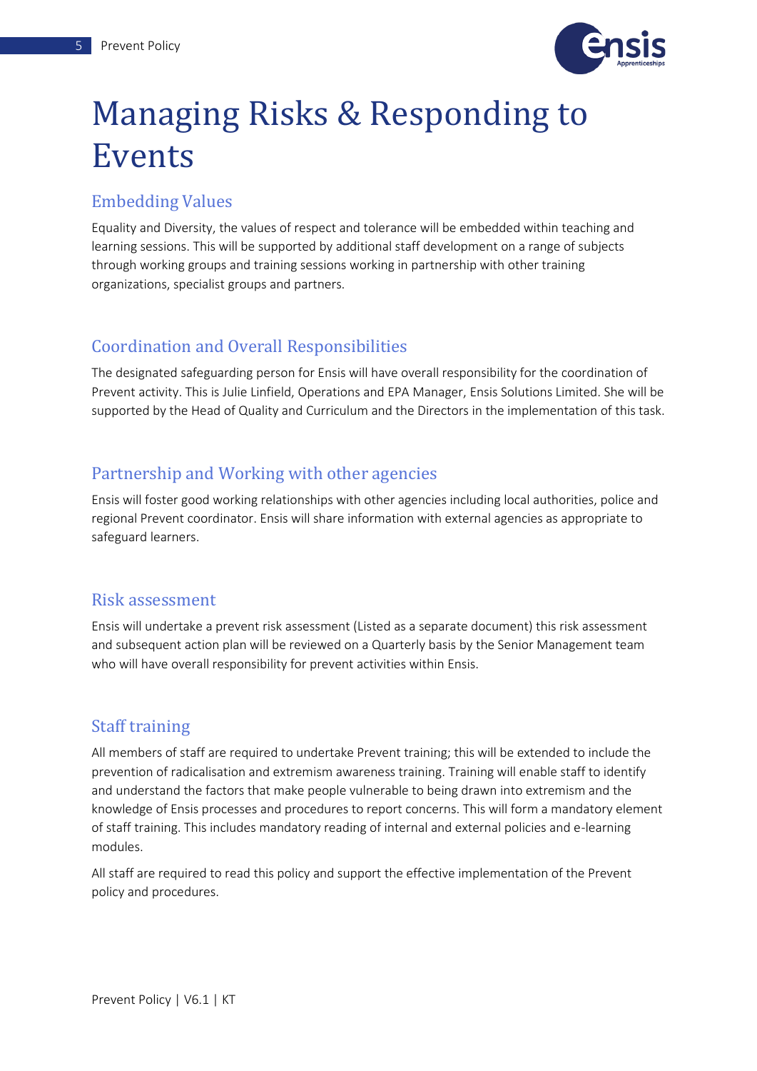# Managing Risks & Responding to Events

## Embedding Values

Equality and Diversity, the values of respect and tolerance will be embedded within teaching and learning sessions. This will be supported by additional staff development on a range of subjects through working groups and training sessions working in partnership with other training organizations, specialist groups and partners.

## Coordination and Overall Responsibilities

The designated safeguarding person for Ensis will have overall responsibility for the coordination of Prevent activity. This is Julie Linfield, Operations and EPA Manager, Ensis Solutions Limited. She will be supported by the Head of Quality and Curriculum and the Directors in the implementation of this task.

## Partnership and Working with other agencies

Ensis will foster good working relationships with other agencies including local authorities, police and regional Prevent coordinator. Ensis will share information with external agencies as appropriate to safeguard learners.

## Risk assessment

Ensis will undertake a prevent risk assessment (Listed as a separate document) this risk assessment and subsequent action plan will be reviewed on a Quarterly basis by the Senior Management team who will have overall responsibility for prevent activities within Ensis.

## Staff training

All members of staff are required to undertake Prevent training; this will be extended to include the prevention of radicalisation and extremism awareness training. Training will enable staff to identify and understand the factors that make people vulnerable to being drawn into extremism and the knowledge of Ensis processes and procedures to report concerns. This will form a mandatory element of staff training. This includes mandatory reading of internal and external policies and e-learning modules.

All staff are required to read this policy and support the effective implementation of the Prevent policy and procedures.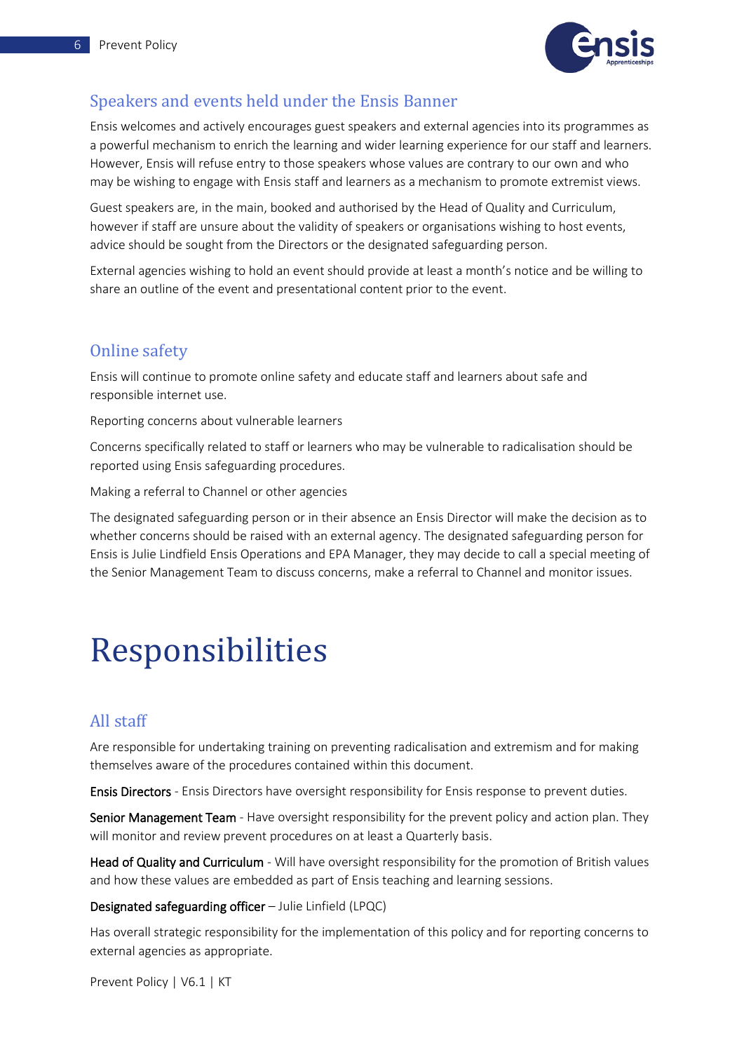## Speakers and events held under the Ensis Banner

Ensis welcomes and actively encourages guest speakers and external agencies into its programmes as a powerful mechanism to enrich the learning and wider learning experience for our staff and learners. However, Ensis will refuse entry to those speakers whose values are contrary to our own and who may be wishing to engage with Ensis staff and learners as a mechanism to promote extremist views.

Guest speakers are, in the main, booked and authorised by the Head of Quality and Curriculum, however if staff are unsure about the validity of speakers or organisations wishing to host events, advice should be sought from the Directors or the designated safeguarding person.

External agencies wishing to hold an event should provide at least a month's notice and be willing to share an outline of the event and presentational content prior to the event.

## Online safety

Ensis will continue to promote online safety and educate staff and learners about safe and responsible internet use.

Reporting concerns about vulnerable learners

Concerns specifically related to staff or learners who may be vulnerable to radicalisation should be reported using Ensis safeguarding procedures.

Making a referral to Channel or other agencies

The designated safeguarding person or in their absence an Ensis Director will make the decision as to whether concerns should be raised with an external agency. The designated safeguarding person for Ensis is Julie Lindfield Ensis Operations and EPA Manager, they may decide to call a special meeting of the Senior Management Team to discuss concerns, make a referral to Channel and monitor issues.

# Responsibilities

## All staff

Are responsible for undertaking training on preventing radicalisation and extremism and for making themselves aware of the procedures contained within this document.

**Ensis Directors** - Ensis Directors have oversight responsibility for Ensis response to prevent duties.

**Senior Management Team** - Have oversight responsibility for the prevent policy and action plan. They will monitor and review prevent procedures on at least a Quarterly basis.

**Head of Quality and Curriculum** - Will have oversight responsibility for the promotion of British values and how these values are embedded as part of Ensis teaching and learning sessions.

**Designated safeguarding officer** – Julie Linfield (LPQC)

Has overall strategic responsibility for the implementation of this policy and for reporting concerns to external agencies as appropriate.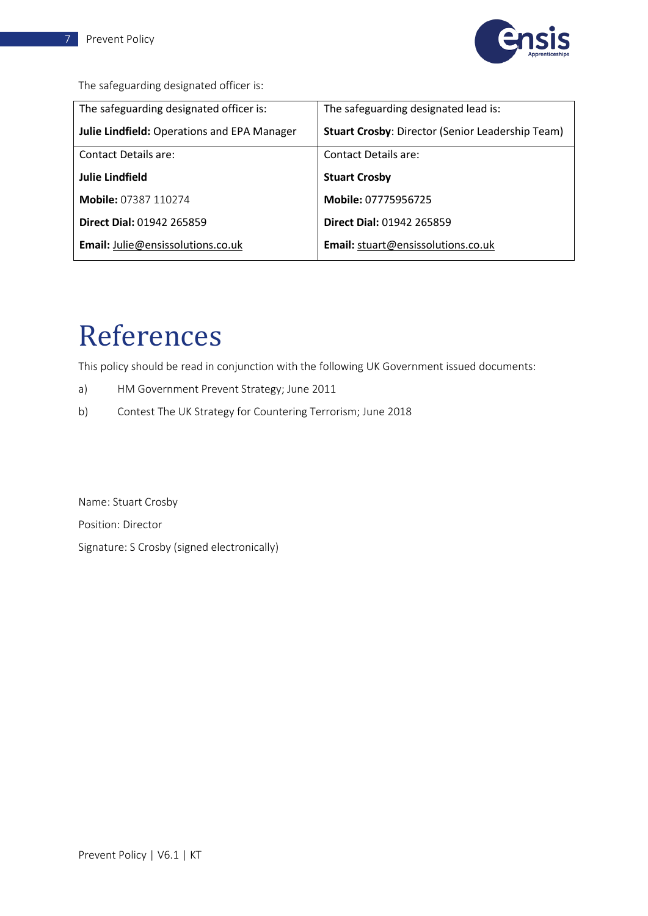The safeguarding designated officer is:

| The safeguarding designated officer is:<br>**Julie Lindfield:** Operations and EPA Manager | The safeguarding designated lead is:<br>**Stuart Crosby**: Director (Senior Leadership Team) |
|---|---|
| Contact Details are:<br>**Julie Lindfield**<br>**Mobile:** 07387 110274<br>**Direct Dial:** 01942 265859<br>**Email:** Julie@ensissolutions.co.uk | Contact Details are:<br>**Stuart Crosby**<br>**Mobile:** 07775956725<br>**Direct Dial:** 01942 265859<br>**Email:** stuart@ensissolutions.co.uk |

# References

This policy should be read in conjunction with the following UK Government issued documents:

a) HM Government Prevent Strategy; June 2011

b) Contest The UK Strategy for Countering Terrorism; June 2018

Name: Stuart Crosby

Position: Director

Signature: S Crosby (signed electronically)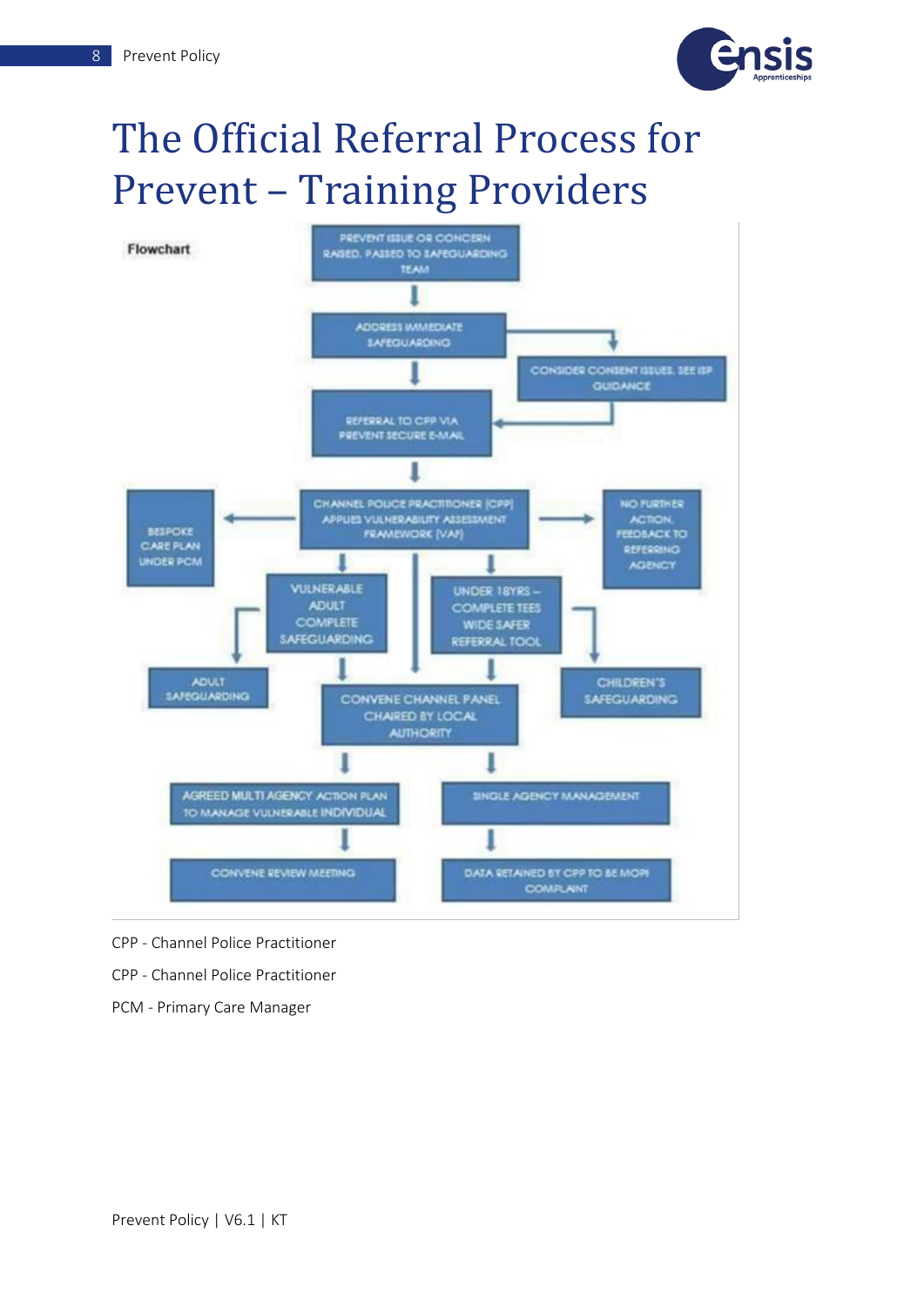# The Official Referral Process for Prevent – Training Providers

Flowchart

PREVENT ISSUE OR CONCERN RAISED. PASSED TO SAFEGUARDING TEAM

ADDRESS IMMEDIATE SAFEGUARDING

CONSIDER CONSENT ISSUES. SEE ISP GUIDANCE

REFERRAL TO CPP VIA PREVENT SECURE E-MAIL

CHANNEL POLICE PRACTITIONER (CPP) APPLIES VULNERABILITY ASSESSMENT FRAMEWORK (VAF)

BESPOKE CARE PLAN UNDER PCM

NO FURTHER ACTION. FEEDBACK TO REFERRING AGENCY

VULNERABLE ADULT COMPLETE SAFEGUARDING

UNDER 18YRS – COMPLETE TEES WIDE SAFER REFERRAL TOOL

ADULT SAFEGUARDING

CONVENE CHANNEL PANEL CHAIRED BY LOCAL AUTHORITY

CHILDREN'S SAFEGUARDING

AGREED MULTI AGENCY ACTION PLAN TO MANAGE VULNERABLE INDIVIDUAL

SINGLE AGENCY MANAGEMENT

CONVENE REVIEW MEETING

DATA RETAINED BY CPP TO BE MOPI COMPLAINT

CPP - Channel Police Practitioner

CPP - Channel Police Practitioner

PCM - Primary Care Manager